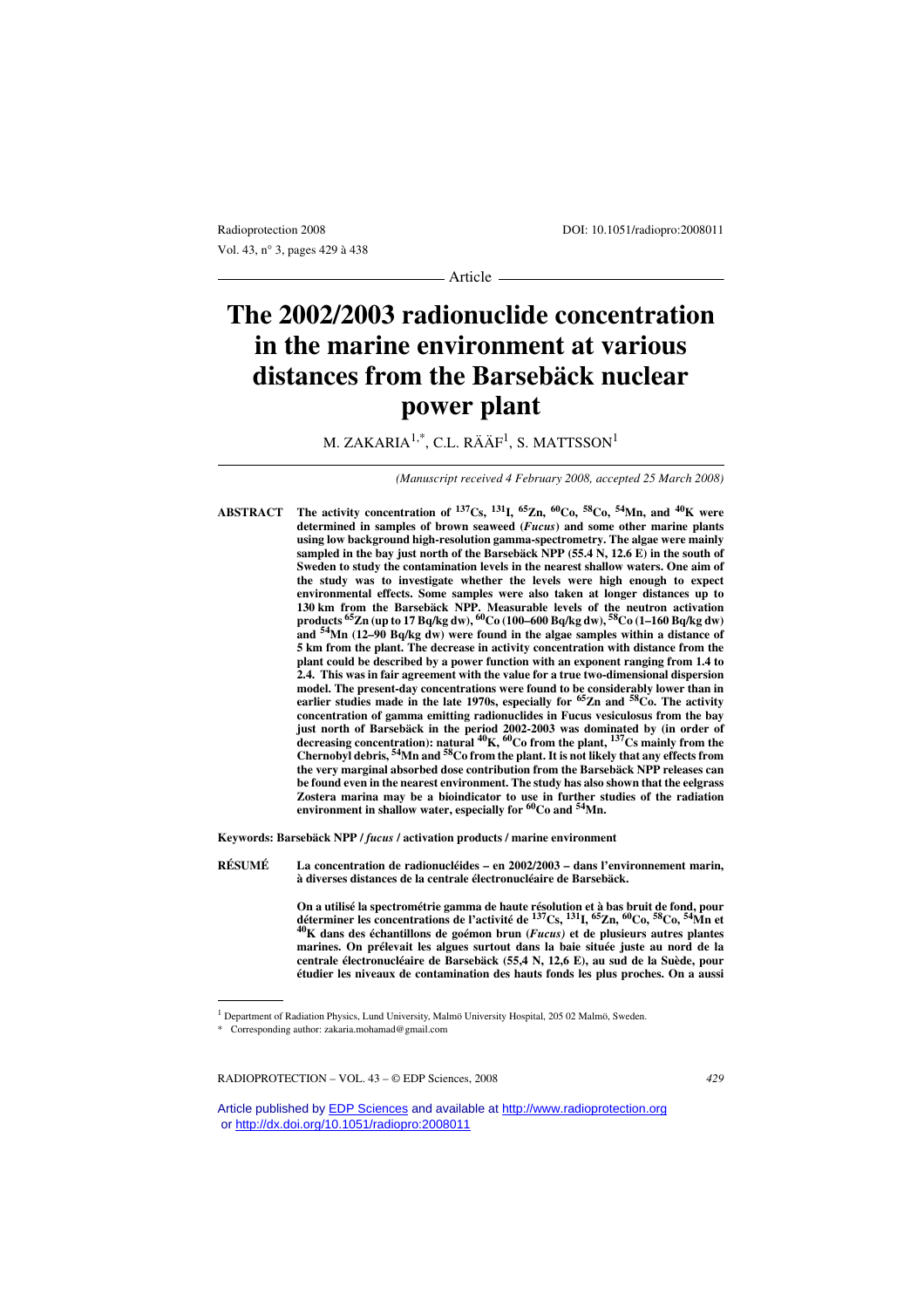Article

# The 2002/2003 radionuclide concentration in the marine environment at various distances from the Barsebäck nuclear power plant

M. ZAKARIA[1,*], C.L. RÄÄF[1], S. MATTSSON[1]

*(Manuscript received 4 February 2008, accepted 25 March 2008)*

**ABSTRACT** **The activity concentration of $^{137}$Cs, $^{131}$I, $^{65}$Zn, $^{60}$Co, $^{58}$Co, $^{54}$Mn, and $^{40}$K were determined in samples of brown seaweed (*Fucus*) and some other marine plants using low background high-resolution gamma-spectrometry. The algae were mainly sampled in the bay just north of the Barsebäck NPP (55.4 N, 12.6 E) in the south of Sweden to study the contamination levels in the nearest shallow waters. One aim of the study was to investigate whether the levels were high enough to expect environmental effects. Some samples were also taken at longer distances up to 130 km from the Barsebäck NPP. Measurable levels of the neutron activation products $^{65}$Zn (up to 17 Bq/kg dw), $^{60}$Co (100–600 Bq/kg dw), $^{58}$Co (1–160 Bq/kg dw) and $^{54}$Mn (12–90 Bq/kg dw) were found in the algae samples within a distance of 5 km from the plant. The decrease in activity concentration with distance from the plant could be described by a power function with an exponent ranging from 1.4 to 2.4. This was in fair agreement with the value for a true two-dimensional dispersion model. The present-day concentrations were found to be considerably lower than in earlier studies made in the late 1970s, especially for $^{65}$Zn and $^{58}$Co. The activity concentration of gamma emitting radionuclides in Fucus vesiculosus from the bay just north of Barsebäck in the period 2002-2003 was dominated by (in order of decreasing concentration): natural $^{40}$K, $^{60}$Co from the plant, $^{137}$Cs mainly from the Chernobyl debris, $^{54}$Mn and $^{58}$Co from the plant. It is not likely that any effects from the very marginal absorbed dose contribution from the Barsebäck NPP releases can be found even in the nearest environment. The study has also shown that the eelgrass Zostera marina may be a bioindicator to use in further studies of the radiation environment in shallow water, especially for $^{60}$Co and $^{54}$Mn.**

**Keywords: Barsebäck NPP / *fucus* / activation products / marine environment**

**RÉSUMÉ** **La concentration de radionucléides – en 2002/2003 – dans l'environnement marin, à diverses distances de la centrale électronucléaire de Barsebäck.**

**On a utilisé la spectrométrie gamma de haute résolution et à bas bruit de fond, pour déterminer les concentrations de l'activité de $^{137}$Cs, $^{131}$I, $^{65}$Zn, $^{60}$Co, $^{58}$Co, $^{54}$Mn et $^{40}$K dans des échantillons de goémon brun (*Fucus)* et de plusieurs autres plantes marines. On prélevait les algues surtout dans la baie située juste au nord de la centrale électronucléaire de Barsebäck (55,4 N, 12,6 E), au sud de la Suède, pour étudier les niveaux de contamination des hauts fonds les plus proches. On a aussi**

[1] Department of Radiation Physics, Lund University, Malmö University Hospital, 205 02 Malmö, Sweden.

\* Corresponding author: zakaria.mohamad@gmail.com

Article published by EDP Sciences and available at http://www.radioprotection.org or http://dx.doi.org/10.1051/radiopro:2008011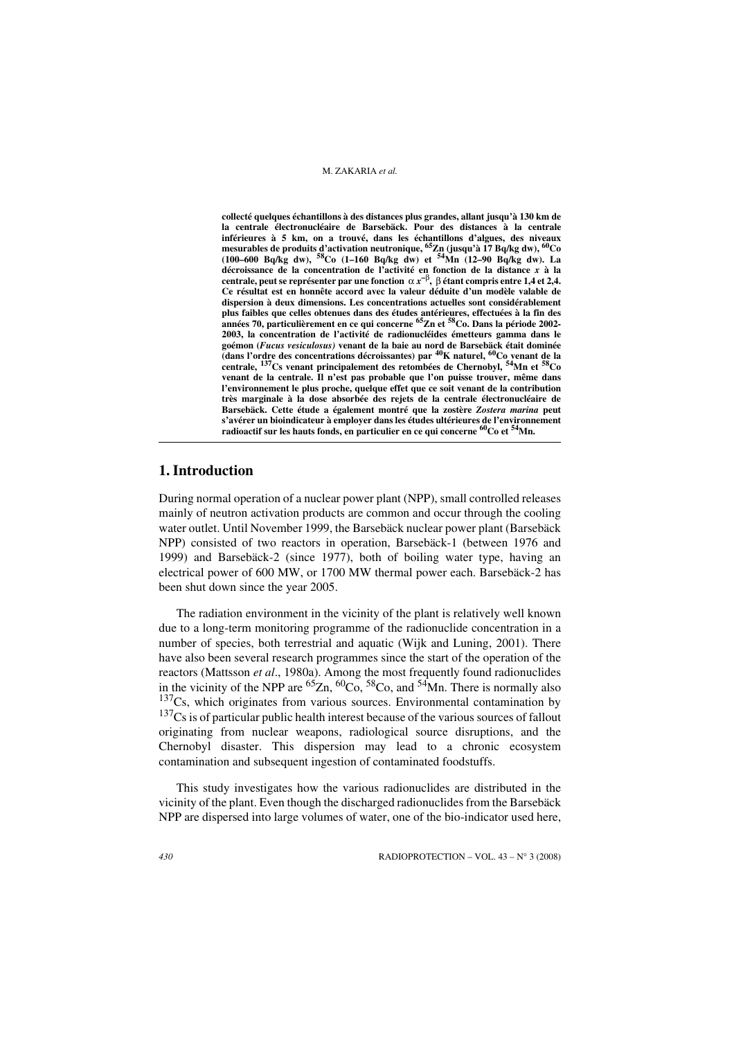**collecté quelques échantillons à des distances plus grandes, allant jusqu'à 130 km de la centrale électronucléaire de Barsebäck. Pour des distances à la centrale inférieures à 5 km, on a trouvé, dans les échantillons d'algues, des niveaux mesurables de produits d'activation neutronique, $^{65}$Zn (jusqu'à 17 Bq/kg dw), $^{60}$Co (100–600 Bq/kg dw), $^{58}$Co (1–160 Bq/kg dw) et $^{54}$Mn (12–90 Bq/kg dw). La décroissance de la concentration de l'activité en fonction de la distance *x* à la centrale, peut se représenter par une fonction $\alpha x^{-\beta}$, $\beta$ étant compris entre 1,4 et 2,4. Ce résultat est en honnête accord avec la valeur déduite d'un modèle valable de dispersion à deux dimensions. Les concentrations actuelles sont considérablement plus faibles que celles obtenues dans des études antérieures, effectuées à la fin des années 70, particulièrement en ce qui concerne $^{65}$Zn et $^{58}$Co. Dans la période 2002-2003, la concentration de l'activité de radionucléides émetteurs gamma dans le goémon (*Fucus vesiculosus*) venant de la baie au nord de Barsebäck était dominée (dans l'ordre des concentrations décroissantes) par $^{40}$K naturel, $^{60}$Co venant de la centrale, $^{137}$Cs venant principalement des retombées de Chernobyl, $^{54}$Mn et $^{58}$Co venant de la centrale. Il n'est pas probable que l'on puisse trouver, même dans l'environnement le plus proche, quelque effet que ce soit venant de la contribution très marginale à la dose absorbée des rejets de la centrale électronucléaire de Barsebäck. Cette étude a également montré que la zostère *Zostera marina* peut s'avérer un bioindicateur à employer dans les études ultérieures de l'environnement radioactif sur les hauts fonds, en particulier en ce qui concerne $^{60}$Co et $^{54}$Mn.**

## 1. Introduction

During normal operation of a nuclear power plant (NPP), small controlled releases mainly of neutron activation products are common and occur through the cooling water outlet. Until November 1999, the Barsebäck nuclear power plant (Barsebäck NPP) consisted of two reactors in operation, Barsebäck-1 (between 1976 and 1999) and Barsebäck-2 (since 1977), both of boiling water type, having an electrical power of 600 MW, or 1700 MW thermal power each. Barsebäck-2 has been shut down since the year 2005.

The radiation environment in the vicinity of the plant is relatively well known due to a long-term monitoring programme of the radionuclide concentration in a number of species, both terrestrial and aquatic (Wijk and Luning, 2001). There have also been several research programmes since the start of the operation of the reactors (Mattsson *et al*., 1980a). Among the most frequently found radionuclides in the vicinity of the NPP are $^{65}$Zn, $^{60}$Co, $^{58}$Co, and $^{54}$Mn. There is normally also $^{137}$Cs, which originates from various sources. Environmental contamination by $^{137}$Cs is of particular public health interest because of the various sources of fallout originating from nuclear weapons, radiological source disruptions, and the Chernobyl disaster. This dispersion may lead to a chronic ecosystem contamination and subsequent ingestion of contaminated foodstuffs.

This study investigates how the various radionuclides are distributed in the vicinity of the plant. Even though the discharged radionuclides from the Barsebäck NPP are dispersed into large volumes of water, one of the bio-indicator used here,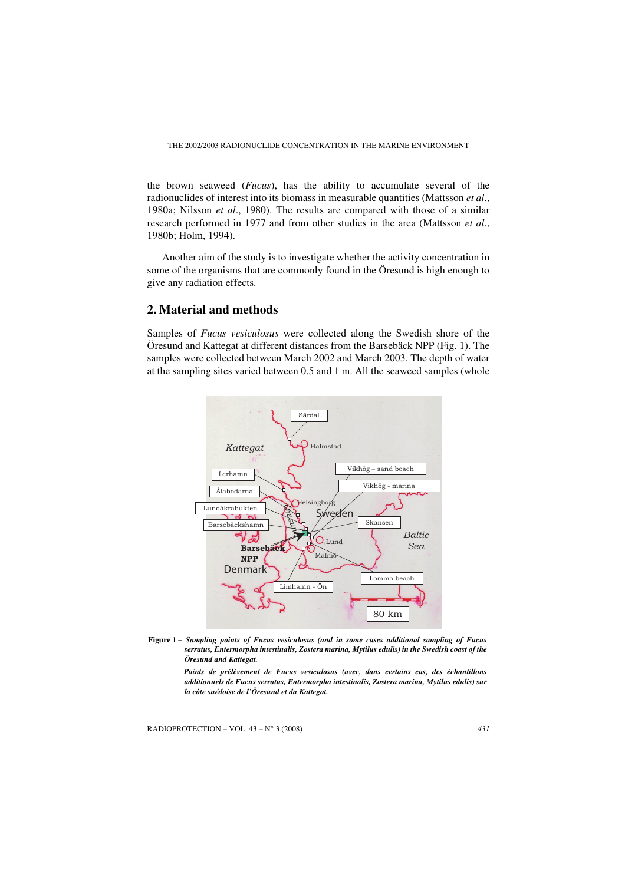the brown seaweed (*Fucus*), has the ability to accumulate several of the radionuclides of interest into its biomass in measurable quantities (Mattsson *et al*., 1980a; Nilsson *et al*., 1980). The results are compared with those of a similar research performed in 1977 and from other studies in the area (Mattsson *et al*., 1980b; Holm, 1994).

Another aim of the study is to investigate whether the activity concentration in some of the organisms that are commonly found in the Öresund is high enough to give any radiation effects.

## 2. Material and methods

Samples of *Fucus vesiculosus* were collected along the Swedish shore of the Öresund and Kattegat at different distances from the Barsebäck NPP (Fig. 1). The samples were collected between March 2002 and March 2003. The depth of water at the sampling sites varied between 0.5 and 1 m. All the seaweed samples (whole

**Figure 1 –** ***Sampling points of Fucus vesiculosus (and in some cases additional sampling of Fucus serratus, Entermorpha intestinalis, Zostera marina, Mytilus edulis) in the Swedish coast of the Öresund and Kattegat.***

***Points de prélèvement de Fucus vesiculosus (avec, dans certains cas, des échantillons additionnels de Fucus serratus, Entermorpha intestinalis, Zostera marina, Mytilus edulis) sur la côte suédoise de l'Öresund et du Kattegat.***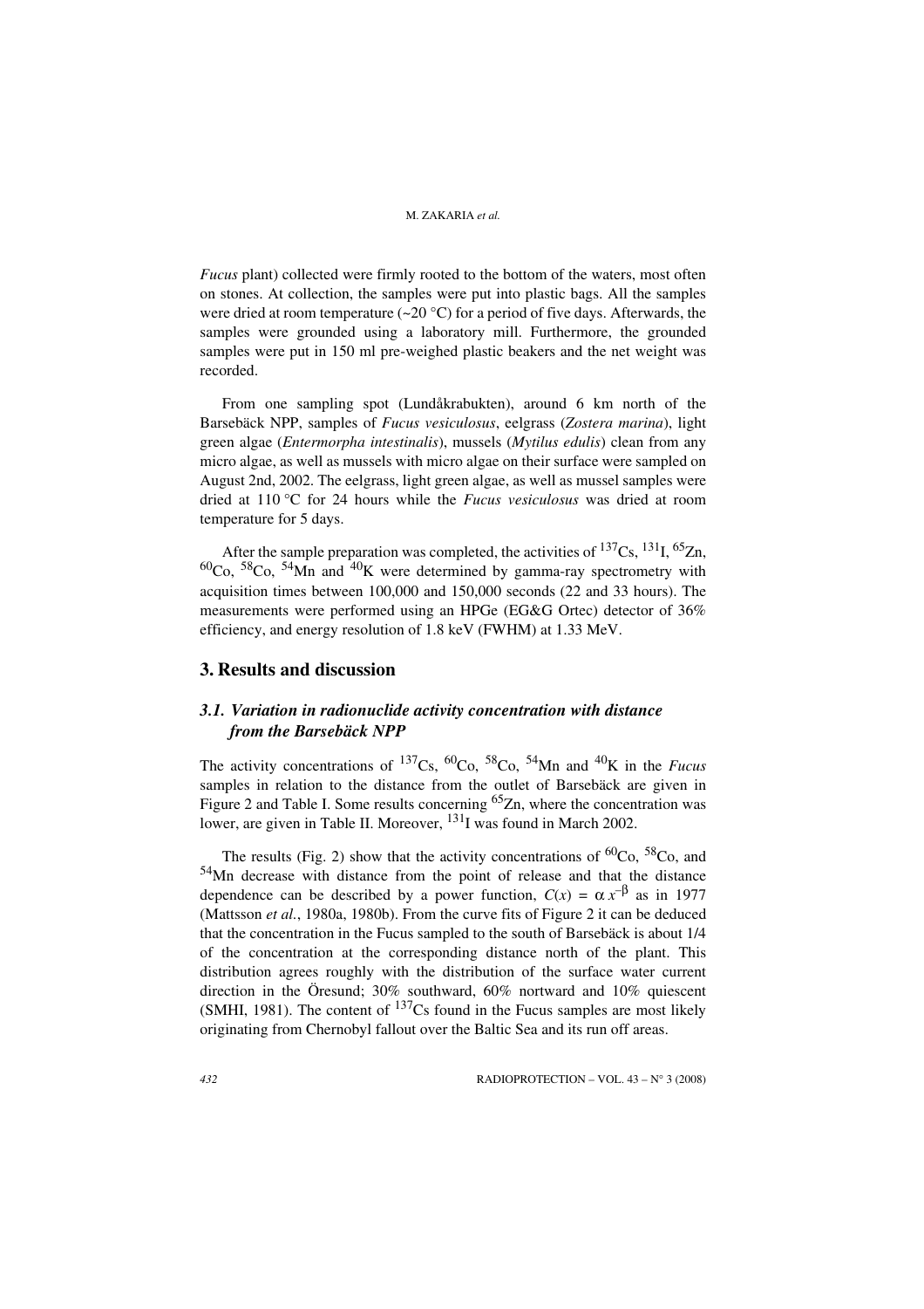*Fucus* plant) collected were firmly rooted to the bottom of the waters, most often on stones. At collection, the samples were put into plastic bags. All the samples were dried at room temperature (~20 °C) for a period of five days. Afterwards, the samples were grounded using a laboratory mill. Furthermore, the grounded samples were put in 150 ml pre-weighed plastic beakers and the net weight was recorded.

From one sampling spot (Lundåkrabukten), around 6 km north of the Barsebäck NPP, samples of *Fucus vesiculosus*, eelgrass (*Zostera marina*), light green algae (*Entermorpha intestinalis*), mussels (*Mytilus edulis*) clean from any micro algae, as well as mussels with micro algae on their surface were sampled on August 2nd, 2002. The eelgrass, light green algae, as well as mussel samples were dried at 110 °C for 24 hours while the *Fucus vesiculosus* was dried at room temperature for 5 days.

After the sample preparation was completed, the activities of $^{137}Cs$, $^{131}I$, $^{65}Zn$, $^{60}Co$, $^{58}Co$, $^{54}Mn$ and $^{40}K$ were determined by gamma-ray spectrometry with acquisition times between 100,000 and 150,000 seconds (22 and 33 hours). The measurements were performed using an HPGe (EG&G Ortec) detector of 36% efficiency, and energy resolution of 1.8 keV (FWHM) at 1.33 MeV.

## 3. Results and discussion

### 3.1. Variation in radionuclide activity concentration with distance from the Barsebäck NPP

The activity concentrations of $^{137}Cs$, $^{60}Co$, $^{58}Co$, $^{54}Mn$ and $^{40}K$ in the *Fucus* samples in relation to the distance from the outlet of Barsebäck are given in Figure 2 and Table I. Some results concerning $^{65}Zn$, where the concentration was lower, are given in Table II. Moreover, $^{131}I$ was found in March 2002.

The results (Fig. 2) show that the activity concentrations of $^{60}Co$, $^{58}Co$, and $^{54}Mn$ decrease with distance from the point of release and that the distance dependence can be described by a power function, $C(x) = \alpha x^{-\beta}$ as in 1977 (Mattsson *et al.*, 1980a, 1980b). From the curve fits of Figure 2 it can be deduced that the concentration in the Fucus sampled to the south of Barsebäck is about 1/4 of the concentration at the corresponding distance north of the plant. This distribution agrees roughly with the distribution of the surface water current direction in the Öresund; 30% southward, 60% nortward and 10% quiescent (SMHI, 1981). The content of $^{137}Cs$ found in the Fucus samples are most likely originating from Chernobyl fallout over the Baltic Sea and its run off areas.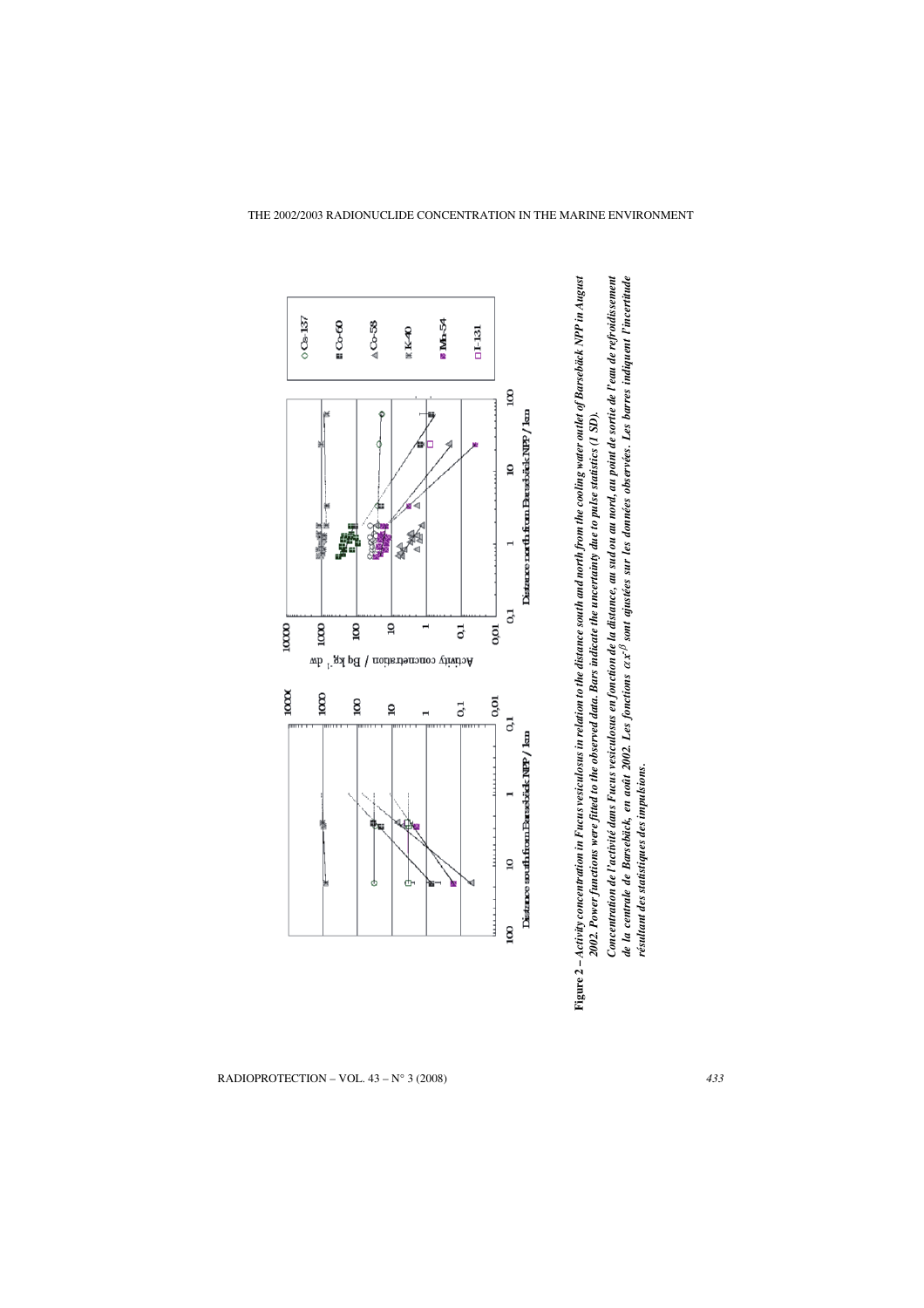**Figure 2 –** *Activity concentration in Fucus vesiculosus in relation to the distance south and north from the cooling water outlet of Barsebäck NPP in August 2002. Power functions were fitted to the observed data. Bars indicate the uncertainty due to pulse statistics (1 SD).*

*Concentration de l'activité dans Fucus vesiculosus en fonction de la distance, au sud ou au nord, au point de sortie de l'eau de refroidissement de la centrale de Barsebäck, en août 2002. Les fonctions $\alpha x^{-\beta}$ sont ajustées sur les données observées. Les barres indiquent l'incertitude résultant des statistiques des impulsions.*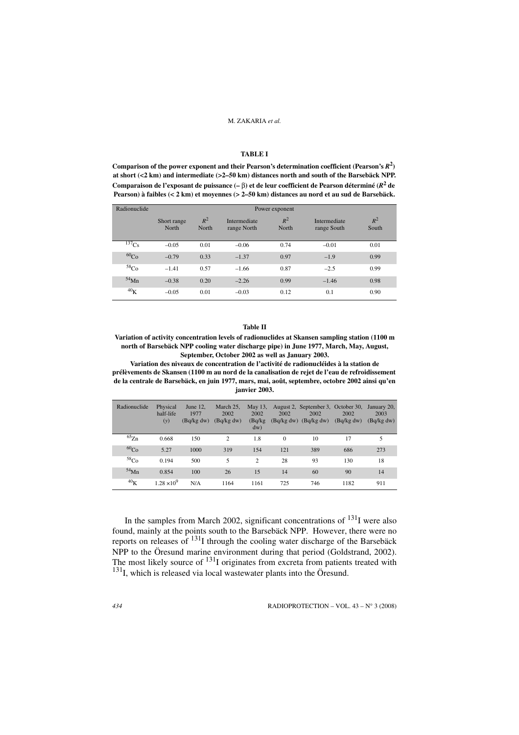**TABLE I**

**Comparison of the power exponent and their Pearson's determination coefficient (Pearson's $R^2$) at short (<2 km) and intermediate (>2–50 km) distances north and south of the Barsebäck NPP.**
**Comparaison de l'exposant de puissance (– β) et de leur coefficient de Pearson déterminé ($R^2$ de Pearson) à faibles (< 2 km) et moyennes (> 2–50 km) distances au nord et au sud de Barsebäck.**

| Radionuclide | Power exponent | | | | | |
|---|---|---|---|---|---|---|
| | Short range North | $R^2$ North | Intermediate range North | $R^2$ North | Intermediate range South | $R^2$ South |
| $^{137}$Cs | –0.05 | 0.01 | –0.06 | 0.74 | –0.01 | 0.01 |
| $^{60}$Co | –0.79 | 0.33 | –1.37 | 0.97 | –1.9 | 0.99 |
| $^{58}$Co | –1.41 | 0.57 | –1.66 | 0.87 | –2.5 | 0.99 |
| $^{54}$Mn | –0.38 | 0.20 | –2.26 | 0.99 | –1.46 | 0.98 |
| $^{40}$K | –0.05 | 0.01 | –0.03 | 0.12 | 0.1 | 0.90 |

**Table II**

**Variation of activity concentration levels of radionuclides at Skansen sampling station (1100 m north of Barsebäck NPP cooling water discharge pipe) in June 1977, March, May, August, September, October 2002 as well as January 2003.**
**Variation des niveaux de concentration de l'activité de radionucléides à la station de prélèvements de Skansen (1100 m au nord de la canalisation de rejet de l'eau de refroidissement de la centrale de Barsebäck, en juin 1977, mars, mai, août, septembre, octobre 2002 ainsi qu'en janvier 2003.**

| Radionuclide | Physical half-life (y) | June 12, 1977 (Bq/kg dw) | March 25, 2002 (Bq/kg dw) | May 13, 2002 (Bq/kg dw) | August 2, 2002 (Bq/kg dw) | September 3, 2002 (Bq/kg dw) | October 30, 2002 (Bq/kg dw) | January 20, 2003 (Bq/kg dw) |
|---|---|---|---|---|---|---|---|---|
| $^{65}$Zn | 0.668 | 150 | 2 | 1.8 | 0 | 10 | 17 | 5 |
| $^{60}$Co | 5.27 | 1000 | 319 | 154 | 121 | 389 | 686 | 273 |
| $^{58}$Co | 0.194 | 500 | 5 | 2 | 28 | 93 | 130 | 18 |
| $^{54}$Mn | 0.854 | 100 | 26 | 15 | 14 | 60 | 90 | 14 |
| $^{40}$K | $1.28 \times 10^9$ | N/A | 1164 | 1161 | 725 | 746 | 1182 | 911 |

In the samples from March 2002, significant concentrations of $^{131}$I were also found, mainly at the points south to the Barsebäck NPP. However, there were no reports on releases of $^{131}$I through the cooling water discharge of the Barsebäck NPP to the Öresund marine environment during that period (Goldstrand, 2002). The most likely source of $^{131}$I originates from excreta from patients treated with $^{131}$I, which is released via local wastewater plants into the Öresund.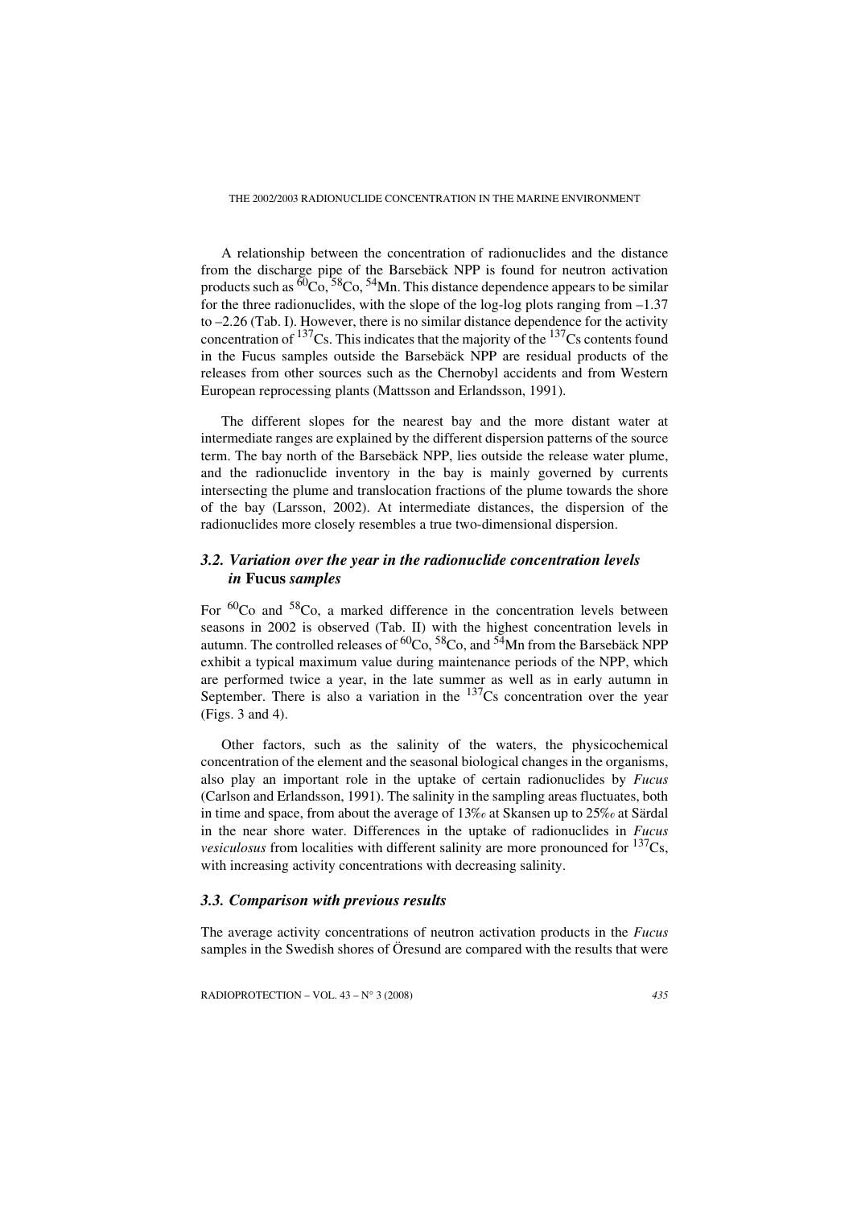A relationship between the concentration of radionuclides and the distance from the discharge pipe of the Barsebäck NPP is found for neutron activation products such as $^{60}$Co, $^{58}$Co, $^{54}$Mn. This distance dependence appears to be similar for the three radionuclides, with the slope of the log-log plots ranging from –1.37 to –2.26 (Tab. I). However, there is no similar distance dependence for the activity concentration of $^{137}$Cs. This indicates that the majority of the $^{137}$Cs contents found in the Fucus samples outside the Barsebäck NPP are residual products of the releases from other sources such as the Chernobyl accidents and from Western European reprocessing plants (Mattsson and Erlandsson, 1991).

The different slopes for the nearest bay and the more distant water at intermediate ranges are explained by the different dispersion patterns of the source term. The bay north of the Barsebäck NPP, lies outside the release water plume, and the radionuclide inventory in the bay is mainly governed by currents intersecting the plume and translocation fractions of the plume towards the shore of the bay (Larsson, 2002). At intermediate distances, the dispersion of the radionuclides more closely resembles a true two-dimensional dispersion.

### *3.2. Variation over the year in the radionuclide concentration levels in* **Fucus** *samples*

For $^{60}$Co and $^{58}$Co, a marked difference in the concentration levels between seasons in 2002 is observed (Tab. II) with the highest concentration levels in autumn. The controlled releases of $^{60}$Co, $^{58}$Co, and $^{54}$Mn from the Barsebäck NPP exhibit a typical maximum value during maintenance periods of the NPP, which are performed twice a year, in the late summer as well as in early autumn in September. There is also a variation in the $^{137}$Cs concentration over the year (Figs. 3 and 4).

Other factors, such as the salinity of the waters, the physicochemical concentration of the element and the seasonal biological changes in the organisms, also play an important role in the uptake of certain radionuclides by *Fucus* (Carlson and Erlandsson, 1991). The salinity in the sampling areas fluctuates, both in time and space, from about the average of 13‰ at Skansen up to 25‰ at Särdal in the near shore water. Differences in the uptake of radionuclides in *Fucus vesiculosus* from localities with different salinity are more pronounced for $^{137}$Cs, with increasing activity concentrations with decreasing salinity.

### *3.3. Comparison with previous results*

The average activity concentrations of neutron activation products in the *Fucus* samples in the Swedish shores of Öresund are compared with the results that were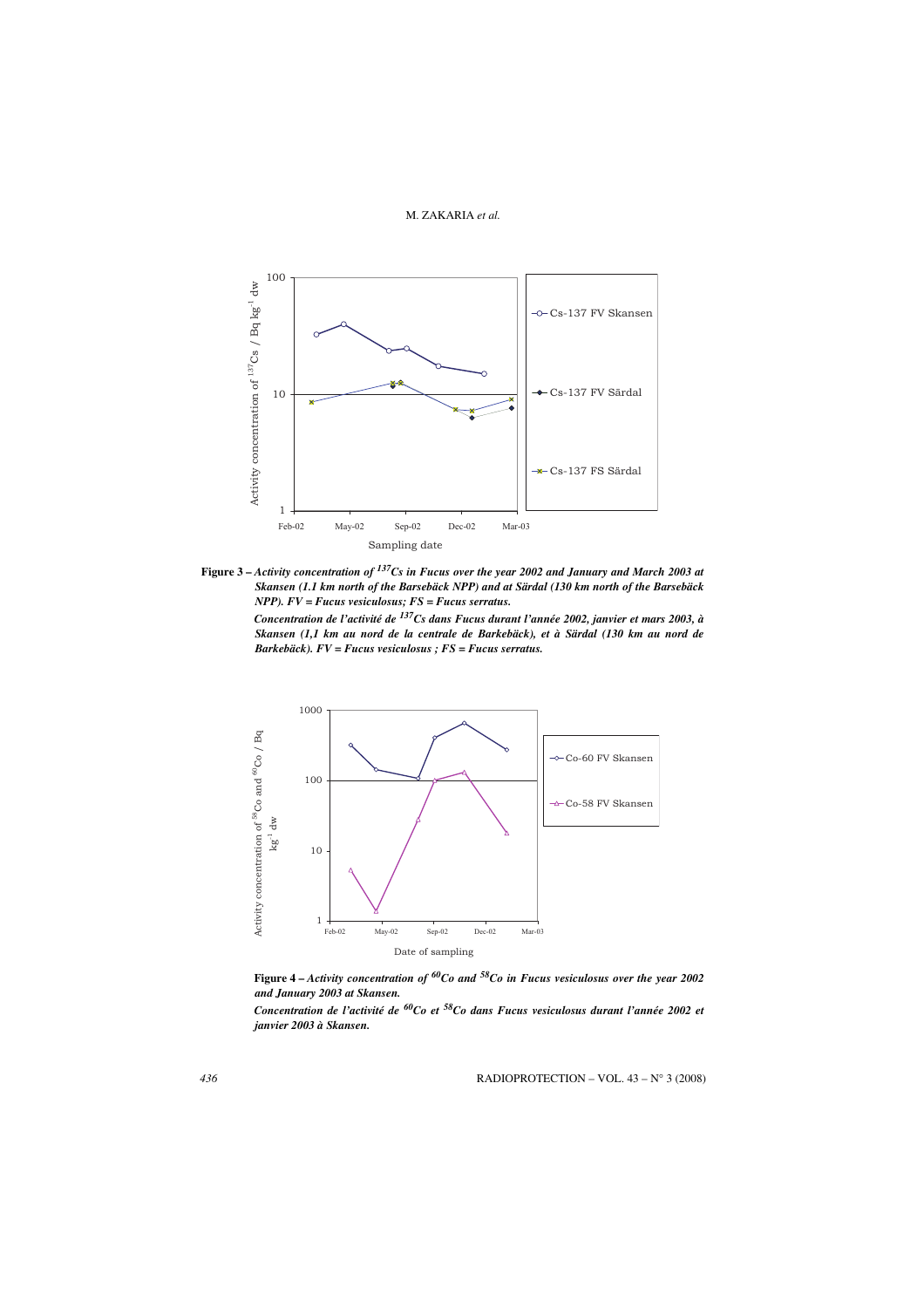**Figure 3 –** ***Activity concentration of $^{137}Cs$ in Fucus over the year 2002 and January and March 2003 at Skansen (1.1 km north of the Barsebäck NPP) and at Särdal (130 km north of the Barsebäck NPP). FV = Fucus vesiculosus; FS = Fucus serratus.***

***Concentration de l'activité de $^{137}Cs$ dans Fucus durant l'année 2002, janvier et mars 2003, à Skansen (1,1 km au nord de la centrale de Barkebäck), et à Särdal (130 km au nord de Barkebäck). FV = Fucus vesiculosus ; FS = Fucus serratus.***

**Figure 4 –** ***Activity concentration of $^{60}Co$ and $^{58}Co$ in Fucus vesiculosus over the year 2002 and January 2003 at Skansen.***

***Concentration de l'activité de $^{60}Co$ et $^{58}Co$ dans Fucus vesiculosus durant l'année 2002 et janvier 2003 à Skansen.***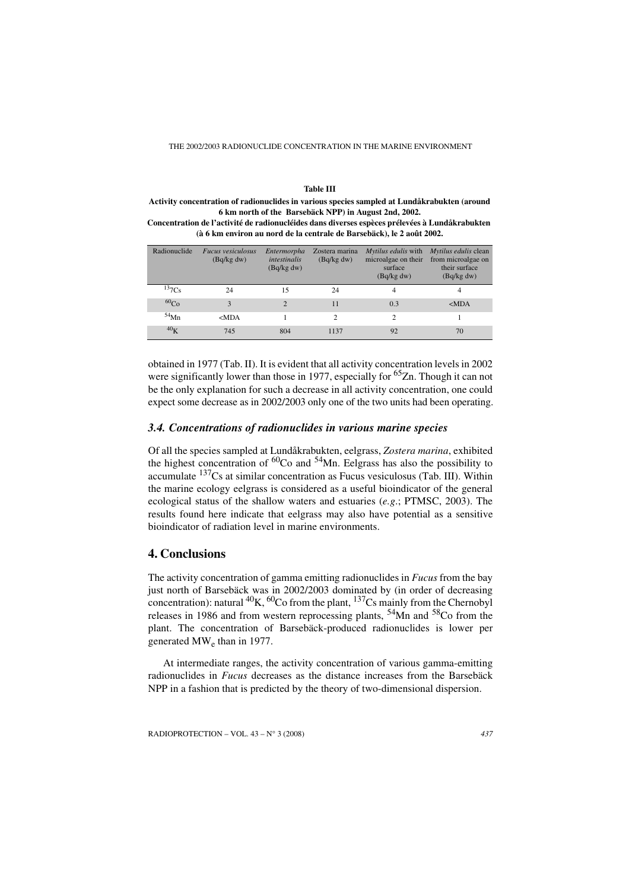**Table III**

**Activity concentration of radionuclides in various species sampled at Lundåkrabukten (around 6 km north of the Barsebäck NPP) in August 2nd, 2002.**

**Concentration de l'activité de radionucléides dans diverses espèces prélevées à Lundåkrabukten (à 6 km environ au nord de la centrale de Barsebäck), le 2 août 2002.**

| Radionuclide | *Fucus vesiculosus* (Bq/kg dw) | *Entermorpha intestinalis* (Bq/kg dw) | Zostera marina (Bq/kg dw) | *Mytilus edulis* with microalgae on their surface (Bq/kg dw) | *Mytilus edulis* clean from microalgae on their surface (Bq/kg dw) |
|---|---|---|---|---|---|
| $^{13}7Cs$ | 24 | 15 | 24 | 4 | 4 |
| $^{60}Co$ | 3 | 2 | 11 | 0.3 | <MDA |
| $^{54}Mn$ | <MDA | 1 | 2 | 2 | 1 |
| $^{40}K$ | 745 | 804 | 1137 | 92 | 70 |

obtained in 1977 (Tab. II). It is evident that all activity concentration levels in 2002 were significantly lower than those in 1977, especially for $^{65}Zn$. Though it can not be the only explanation for such a decrease in all activity concentration, one could expect some decrease as in 2002/2003 only one of the two units had been operating.

### *3.4. Concentrations of radionuclides in various marine species*

Of all the species sampled at Lundåkrabukten, eelgrass, *Zostera marina*, exhibited the highest concentration of $^{60}Co$ and $^{54}Mn$. Eelgrass has also the possibility to accumulate $^{137}Cs$ at similar concentration as Fucus vesiculosus (Tab. III). Within the marine ecology eelgrass is considered as a useful bioindicator of the general ecological status of the shallow waters and estuaries (*e.g.*; PTMSC, 2003). The results found here indicate that eelgrass may also have potential as a sensitive bioindicator of radiation level in marine environments.

## 4. Conclusions

The activity concentration of gamma emitting radionuclides in *Fucus* from the bay just north of Barsebäck was in 2002/2003 dominated by (in order of decreasing concentration): natural $^{40}K$, $^{60}Co$ from the plant, $^{137}Cs$ mainly from the Chernobyl releases in 1986 and from western reprocessing plants, $^{54}Mn$ and $^{58}Co$ from the plant. The concentration of Barsebäck-produced radionuclides is lower per generated $MW_e$ than in 1977.

At intermediate ranges, the activity concentration of various gamma-emitting radionuclides in *Fucus* decreases as the distance increases from the Barsebäck NPP in a fashion that is predicted by the theory of two-dimensional dispersion.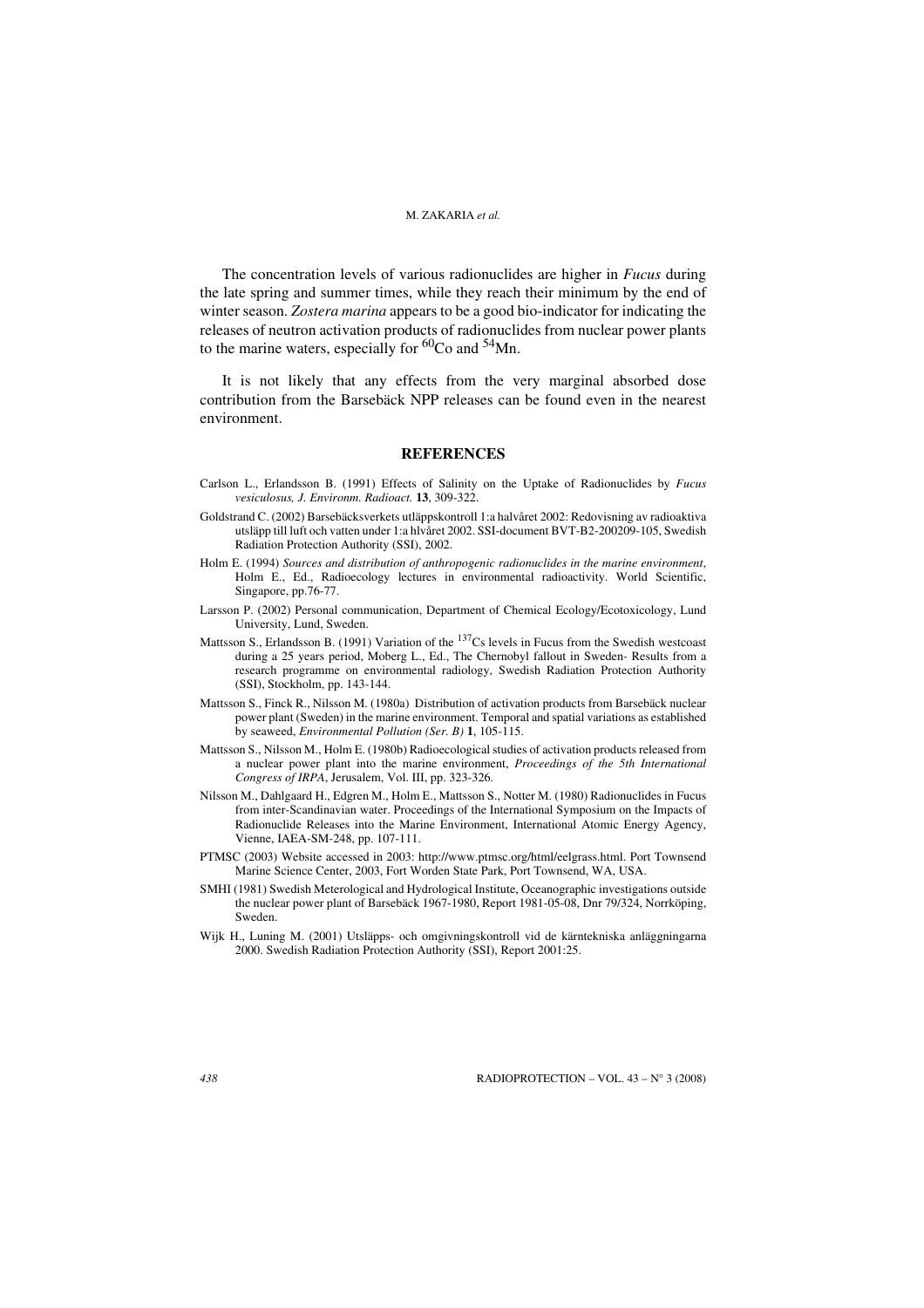The concentration levels of various radionuclides are higher in *Fucus* during the late spring and summer times, while they reach their minimum by the end of winter season. *Zostera marina* appears to be a good bio-indicator for indicating the releases of neutron activation products of radionuclides from nuclear power plants to the marine waters, especially for $^{60}$Co and $^{54}$Mn.

It is not likely that any effects from the very marginal absorbed dose contribution from the Barsebäck NPP releases can be found even in the nearest environment.

## REFERENCES

Carlson L., Erlandsson B. (1991) Effects of Salinity on the Uptake of Radionuclides by *Fucus vesiculosus, J. Environm. Radioact.* **13**, 309-322.

Goldstrand C. (2002) Barsebäcksverkets utläppskontroll 1:a halvåret 2002: Redovisning av radioaktiva utsläpp till luft och vatten under 1:a hlvåret 2002. SSI-document BVT-B2-200209-105, Swedish Radiation Protection Authority (SSI), 2002.

Holm E. (1994) *Sources and distribution of anthropogenic radionuclides in the marine environment*, Holm E., Ed., Radioecology lectures in environmental radioactivity. World Scientific, Singapore, pp.76-77.

Larsson P. (2002) Personal communication, Department of Chemical Ecology/Ecotoxicology, Lund University, Lund, Sweden.

Mattsson S., Erlandsson B. (1991) Variation of the $^{137}$Cs levels in Fucus from the Swedish westcoast during a 25 years period, Moberg L., Ed., The Chernobyl fallout in Sweden- Results from a research programme on environmental radiology, Swedish Radiation Protection Authority (SSI), Stockholm, pp. 143-144.

Mattsson S., Finck R., Nilsson M. (1980a) Distribution of activation products from Barsebäck nuclear power plant (Sweden) in the marine environment. Temporal and spatial variations as established by seaweed, *Environmental Pollution (Ser. B)* **1**, 105-115.

Mattsson S., Nilsson M., Holm E. (1980b) Radioecological studies of activation products released from a nuclear power plant into the marine environment, *Proceedings of the 5th International Congress of IRPA*, Jerusalem, Vol. III, pp. 323-326.

Nilsson M., Dahlgaard H., Edgren M., Holm E., Mattsson S., Notter M. (1980) Radionuclides in Fucus from inter-Scandinavian water. Proceedings of the International Symposium on the Impacts of Radionuclide Releases into the Marine Environment, International Atomic Energy Agency, Vienne, IAEA-SM-248, pp. 107-111.

PTMSC (2003) Website accessed in 2003: http://www.ptmsc.org/html/eelgrass.html. Port Townsend Marine Science Center, 2003, Fort Worden State Park, Port Townsend, WA, USA.

SMHI (1981) Swedish Meterological and Hydrological Institute, Oceanographic investigations outside the nuclear power plant of Barsebäck 1967-1980, Report 1981-05-08, Dnr 79/324, Norrköping, Sweden.

Wijk H., Luning M. (2001) Utsläpps- och omgivningskontroll vid de kärntekniska anläggningarna 2000. Swedish Radiation Protection Authority (SSI), Report 2001:25.